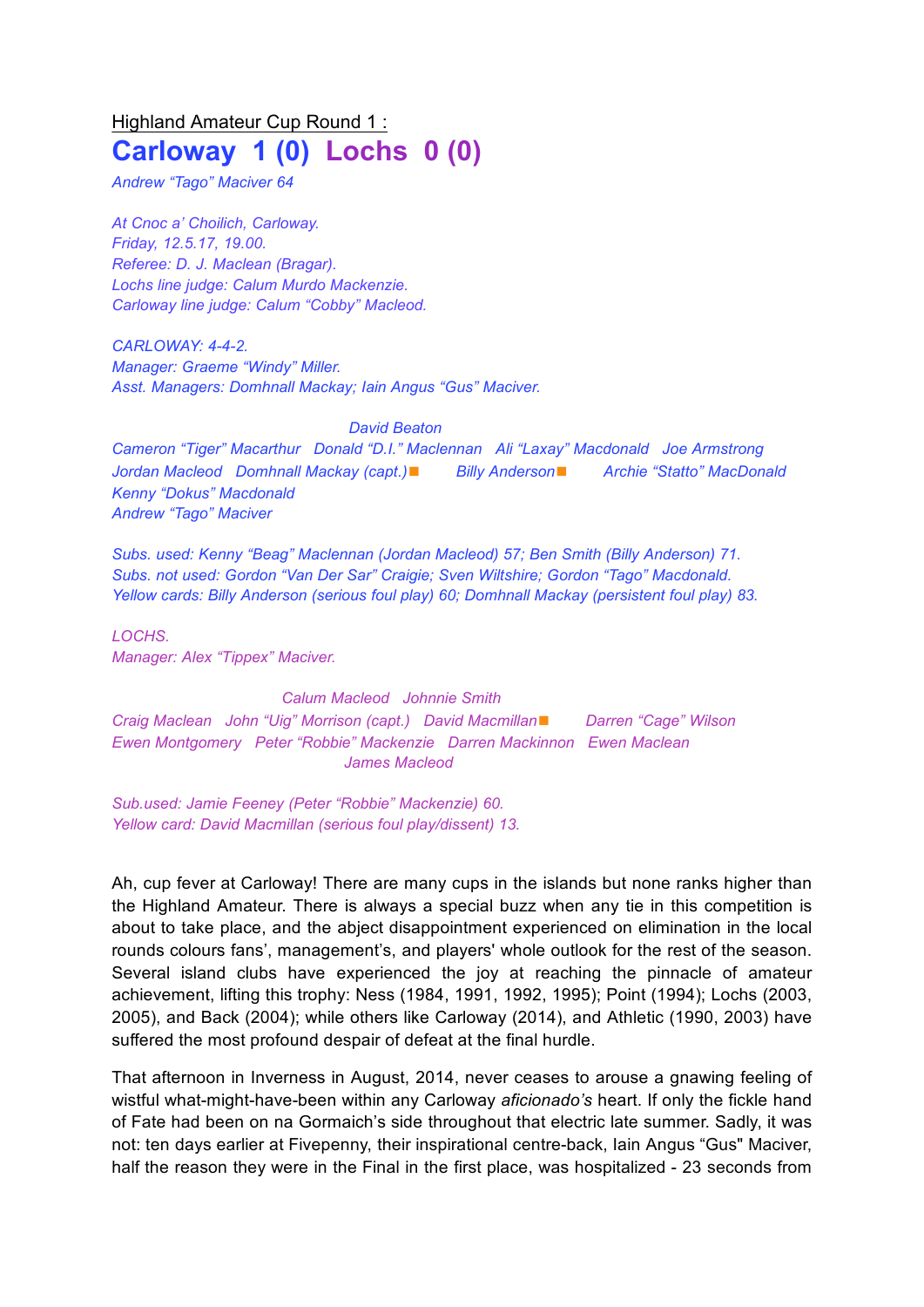Highland Amateur Cup Round 1 :

# Carloway 1 (0) Lochs 0 (0)

*Andrew "Tago" Maciver 64*

*At Cnoc a' Choilich, Carloway.*
*Friday, 12.5.17, 19.00.*
*Referee: D. J. Maclean (Bragar).*
*Lochs line judge: Calum Murdo Mackenzie.*
*Carloway line judge: Calum "Cobby" Macleod.*

*CARLOWAY: 4-4-2.*
*Manager: Graeme "Windy" Miller.*
*Asst. Managers: Domhnall Mackay; Iain Angus "Gus" Maciver.*

*David Beaton*
*Cameron "Tiger" Macarthur Donald "D.I." Maclennan Ali "Laxay" Macdonald Joe Armstrong*
*Jordan Macleod Domhnall Mackay (capt.)■ Billy Anderson■ Archie "Statto" MacDonald*
*Kenny "Dokus" Macdonald*
*Andrew "Tago" Maciver*

*Subs. used: Kenny "Beag" Maclennan (Jordan Macleod) 57; Ben Smith (Billy Anderson) 71.*
*Subs. not used: Gordon "Van Der Sar" Craigie; Sven Wiltshire; Gordon "Tago" Macdonald.*
*Yellow cards: Billy Anderson (serious foul play) 60; Domhnall Mackay (persistent foul play) 83.*

*LOCHS.*
*Manager: Alex "Tippex" Maciver.*

*Calum Macleod Johnnie Smith*
*Craig Maclean John "Uig" Morrison (capt.) David Macmillan■ Darren "Cage" Wilson*
*Ewen Montgomery Peter "Robbie" Mackenzie Darren Mackinnon Ewen Maclean*
*James Macleod*

*Sub.used: Jamie Feeney (Peter "Robbie" Mackenzie) 60.*
*Yellow card: David Macmillan (serious foul play/dissent) 13.*

Ah, cup fever at Carloway! There are many cups in the islands but none ranks higher than the Highland Amateur. There is always a special buzz when any tie in this competition is about to take place, and the abject disappointment experienced on elimination in the local rounds colours fans', management's, and players' whole outlook for the rest of the season. Several island clubs have experienced the joy at reaching the pinnacle of amateur achievement, lifting this trophy: Ness (1984, 1991, 1992, 1995); Point (1994); Lochs (2003, 2005), and Back (2004); while others like Carloway (2014), and Athletic (1990, 2003) have suffered the most profound despair of defeat at the final hurdle.

That afternoon in Inverness in August, 2014, never ceases to arouse a gnawing feeling of wistful what-might-have-been within any Carloway *aficionado's* heart. If only the fickle hand of Fate had been on na Gormaich's side throughout that electric late summer. Sadly, it was not: ten days earlier at Fivepenny, their inspirational centre-back, Iain Angus "Gus" Maciver, half the reason they were in the Final in the first place, was hospitalized - 23 seconds from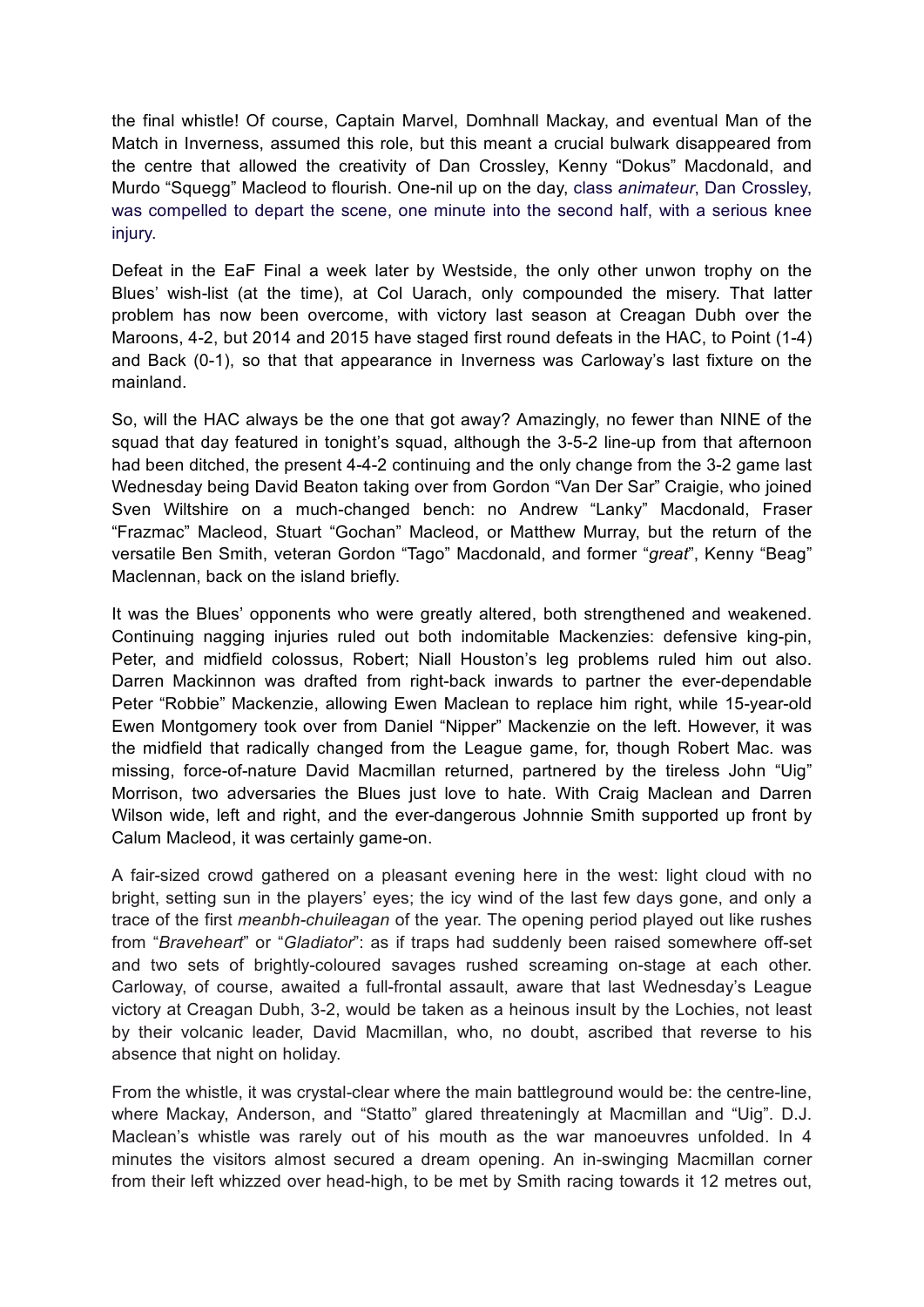the final whistle! Of course, Captain Marvel, Domhnall Mackay, and eventual Man of the Match in Inverness, assumed this role, but this meant a crucial bulwark disappeared from the centre that allowed the creativity of Dan Crossley, Kenny "Dokus" Macdonald, and Murdo "Squegg" Macleod to flourish. One-nil up on the day, class *animateur*, Dan Crossley, was compelled to depart the scene, one minute into the second half, with a serious knee injury.

Defeat in the EaF Final a week later by Westside, the only other unwon trophy on the Blues' wish-list (at the time), at Col Uarach, only compounded the misery. That latter problem has now been overcome, with victory last season at Creagan Dubh over the Maroons, 4-2, but 2014 and 2015 have staged first round defeats in the HAC, to Point (1-4) and Back (0-1), so that that appearance in Inverness was Carloway's last fixture on the mainland.

So, will the HAC always be the one that got away? Amazingly, no fewer than NINE of the squad that day featured in tonight's squad, although the 3-5-2 line-up from that afternoon had been ditched, the present 4-4-2 continuing and the only change from the 3-2 game last Wednesday being David Beaton taking over from Gordon "Van Der Sar" Craigie, who joined Sven Wiltshire on a much-changed bench: no Andrew "Lanky" Macdonald, Fraser "Frazmac" Macleod, Stuart "Gochan" Macleod, or Matthew Murray, but the return of the versatile Ben Smith, veteran Gordon "Tago" Macdonald, and former "*great*", Kenny "Beag" Maclennan, back on the island briefly.

It was the Blues' opponents who were greatly altered, both strengthened and weakened. Continuing nagging injuries ruled out both indomitable Mackenzies: defensive king-pin, Peter, and midfield colossus, Robert; Niall Houston's leg problems ruled him out also. Darren Mackinnon was drafted from right-back inwards to partner the ever-dependable Peter "Robbie" Mackenzie, allowing Ewen Maclean to replace him right, while 15-year-old Ewen Montgomery took over from Daniel "Nipper" Mackenzie on the left. However, it was the midfield that radically changed from the League game, for, though Robert Mac. was missing, force-of-nature David Macmillan returned, partnered by the tireless John "Uig" Morrison, two adversaries the Blues just love to hate. With Craig Maclean and Darren Wilson wide, left and right, and the ever-dangerous Johnnie Smith supported up front by Calum Macleod, it was certainly game-on.

A fair-sized crowd gathered on a pleasant evening here in the west: light cloud with no bright, setting sun in the players' eyes; the icy wind of the last few days gone, and only a trace of the first *meanbh-chuileagan* of the year. The opening period played out like rushes from "*Braveheart*" or "*Gladiator*": as if traps had suddenly been raised somewhere off-set and two sets of brightly-coloured savages rushed screaming on-stage at each other. Carloway, of course, awaited a full-frontal assault, aware that last Wednesday's League victory at Creagan Dubh, 3-2, would be taken as a heinous insult by the Lochies, not least by their volcanic leader, David Macmillan, who, no doubt, ascribed that reverse to his absence that night on holiday.

From the whistle, it was crystal-clear where the main battleground would be: the centre-line, where Mackay, Anderson, and "Statto" glared threateningly at Macmillan and "Uig". D.J. Maclean's whistle was rarely out of his mouth as the war manoeuvres unfolded. In 4 minutes the visitors almost secured a dream opening. An in-swinging Macmillan corner from their left whizzed over head-high, to be met by Smith racing towards it 12 metres out,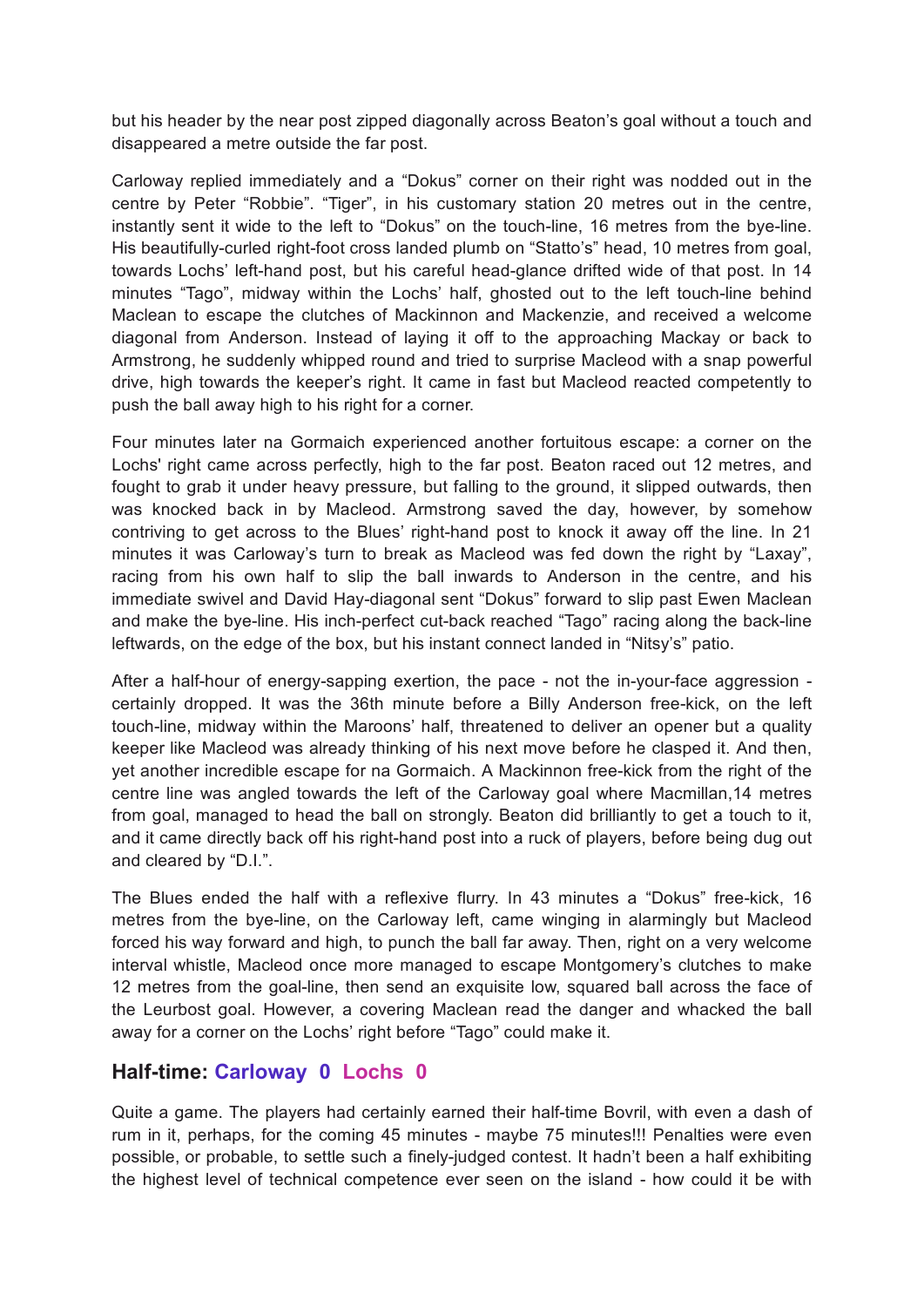but his header by the near post zipped diagonally across Beaton's goal without a touch and disappeared a metre outside the far post.

Carloway replied immediately and a "Dokus" corner on their right was nodded out in the centre by Peter "Robbie". "Tiger", in his customary station 20 metres out in the centre, instantly sent it wide to the left to "Dokus" on the touch-line, 16 metres from the bye-line. His beautifully-curled right-foot cross landed plumb on "Statto's" head, 10 metres from goal, towards Lochs' left-hand post, but his careful head-glance drifted wide of that post. In 14 minutes "Tago", midway within the Lochs' half, ghosted out to the left touch-line behind Maclean to escape the clutches of Mackinnon and Mackenzie, and received a welcome diagonal from Anderson. Instead of laying it off to the approaching Mackay or back to Armstrong, he suddenly whipped round and tried to surprise Macleod with a snap powerful drive, high towards the keeper's right. It came in fast but Macleod reacted competently to push the ball away high to his right for a corner.

Four minutes later na Gormaich experienced another fortuitous escape: a corner on the Lochs' right came across perfectly, high to the far post. Beaton raced out 12 metres, and fought to grab it under heavy pressure, but falling to the ground, it slipped outwards, then was knocked back in by Macleod. Armstrong saved the day, however, by somehow contriving to get across to the Blues' right-hand post to knock it away off the line. In 21 minutes it was Carloway's turn to break as Macleod was fed down the right by "Laxay", racing from his own half to slip the ball inwards to Anderson in the centre, and his immediate swivel and David Hay-diagonal sent "Dokus" forward to slip past Ewen Maclean and make the bye-line. His inch-perfect cut-back reached "Tago" racing along the back-line leftwards, on the edge of the box, but his instant connect landed in "Nitsy's" patio.

After a half-hour of energy-sapping exertion, the pace - not the in-your-face aggression - certainly dropped. It was the 36th minute before a Billy Anderson free-kick, on the left touch-line, midway within the Maroons' half, threatened to deliver an opener but a quality keeper like Macleod was already thinking of his next move before he clasped it. And then, yet another incredible escape for na Gormaich. A Mackinnon free-kick from the right of the centre line was angled towards the left of the Carloway goal where Macmillan,14 metres from goal, managed to head the ball on strongly. Beaton did brilliantly to get a touch to it, and it came directly back off his right-hand post into a ruck of players, before being dug out and cleared by "D.I.".

The Blues ended the half with a reflexive flurry. In 43 minutes a "Dokus" free-kick, 16 metres from the bye-line, on the Carloway left, came winging in alarmingly but Macleod forced his way forward and high, to punch the ball far away. Then, right on a very welcome interval whistle, Macleod once more managed to escape Montgomery's clutches to make 12 metres from the goal-line, then send an exquisite low, squared ball across the face of the Leurbost goal. However, a covering Maclean read the danger and whacked the ball away for a corner on the Lochs' right before "Tago" could make it.

## Half-time: Carloway 0 Lochs 0

Quite a game. The players had certainly earned their half-time Bovril, with even a dash of rum in it, perhaps, for the coming 45 minutes - maybe 75 minutes!!! Penalties were even possible, or probable, to settle such a finely-judged contest. It hadn't been a half exhibiting the highest level of technical competence ever seen on the island - how could it be with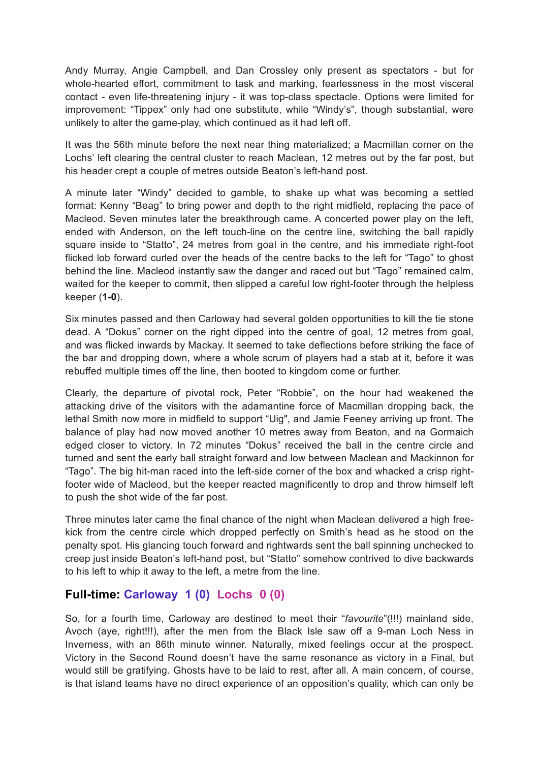Andy Murray, Angie Campbell, and Dan Crossley only present as spectators - but for whole-hearted effort, commitment to task and marking, fearlessness in the most visceral contact - even life-threatening injury - it was top-class spectacle. Options were limited for improvement: "Tippex" only had one substitute, while "Windy's", though substantial, were unlikely to alter the game-play, which continued as it had left off.

It was the 56th minute before the next near thing materialized; a Macmillan corner on the Lochs' left clearing the central cluster to reach Maclean, 12 metres out by the far post, but his header crept a couple of metres outside Beaton's left-hand post.

A minute later "Windy" decided to gamble, to shake up what was becoming a settled format: Kenny "Beag" to bring power and depth to the right midfield, replacing the pace of Macleod. Seven minutes later the breakthrough came. A concerted power play on the left, ended with Anderson, on the left touch-line on the centre line, switching the ball rapidly square inside to "Statto", 24 metres from goal in the centre, and his immediate right-foot flicked lob forward curled over the heads of the centre backs to the left for "Tago" to ghost behind the line. Macleod instantly saw the danger and raced out but "Tago" remained calm, waited for the keeper to commit, then slipped a careful low right-footer through the helpless keeper (**1-0**).

Six minutes passed and then Carloway had several golden opportunities to kill the tie stone dead. A "Dokus" corner on the right dipped into the centre of goal, 12 metres from goal, and was flicked inwards by Mackay. It seemed to take deflections before striking the face of the bar and dropping down, where a whole scrum of players had a stab at it, before it was rebuffed multiple times off the line, then booted to kingdom come or further.

Clearly, the departure of pivotal rock, Peter "Robbie", on the hour had weakened the attacking drive of the visitors with the adamantine force of Macmillan dropping back, the lethal Smith now more in midfield to support "Uig", and Jamie Feeney arriving up front. The balance of play had now moved another 10 metres away from Beaton, and na Gormaich edged closer to victory. In 72 minutes "Dokus" received the ball in the centre circle and turned and sent the early ball straight forward and low between Maclean and Mackinnon for "Tago". The big hit-man raced into the left-side corner of the box and whacked a crisp right-footer wide of Macleod, but the keeper reacted magnificently to drop and throw himself left to push the shot wide of the far post.

Three minutes later came the final chance of the night when Maclean delivered a high free-kick from the centre circle which dropped perfectly on Smith's head as he stood on the penalty spot. His glancing touch forward and rightwards sent the ball spinning unchecked to creep just inside Beaton's left-hand post, but "Statto" somehow contrived to dive backwards to his left to whip it away to the left, a metre from the line.

## Full-time: Carloway 1 (0) Lochs 0 (0)

So, for a fourth time, Carloway are destined to meet their "*favourite*"(!!!) mainland side, Avoch (aye, right!!!), after the men from the Black Isle saw off a 9-man Loch Ness in Inverness, with an 86th minute winner. Naturally, mixed feelings occur at the prospect. Victory in the Second Round doesn't have the same resonance as victory in a Final, but would still be gratifying. Ghosts have to be laid to rest, after all. A main concern, of course, is that island teams have no direct experience of an opposition's quality, which can only be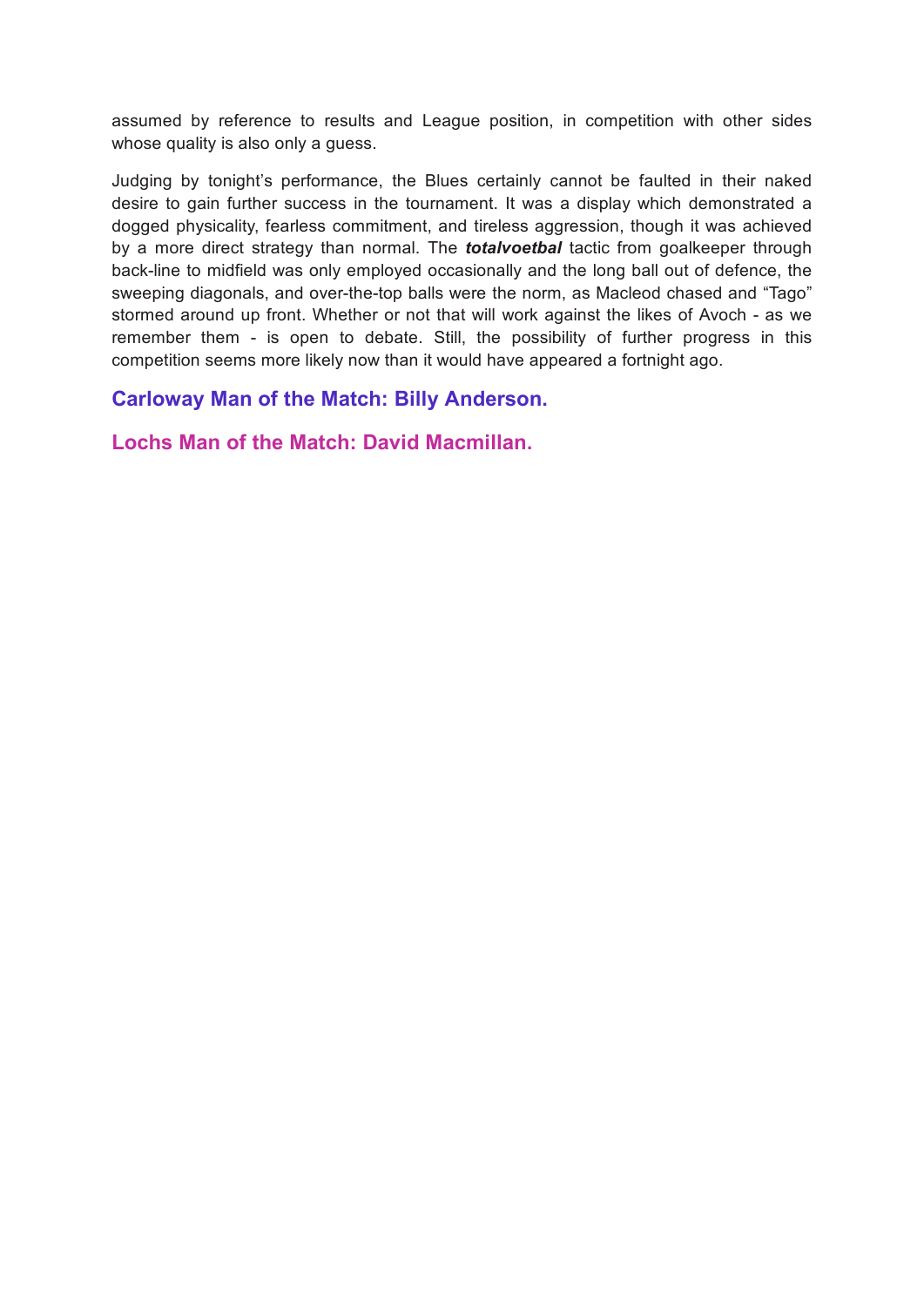assumed by reference to results and League position, in competition with other sides whose quality is also only a guess.

Judging by tonight's performance, the Blues certainly cannot be faulted in their naked desire to gain further success in the tournament. It was a display which demonstrated a dogged physicality, fearless commitment, and tireless aggression, though it was achieved by a more direct strategy than normal. The ***totalvoetbal*** tactic from goalkeeper through back-line to midfield was only employed occasionally and the long ball out of defence, the sweeping diagonals, and over-the-top balls were the norm, as Macleod chased and "Tago" stormed around up front. Whether or not that will work against the likes of Avoch - as we remember them - is open to debate. Still, the possibility of further progress in this competition seems more likely now than it would have appeared a fortnight ago.

**Carloway Man of the Match: Billy Anderson.**

**Lochs Man of the Match: David Macmillan.**